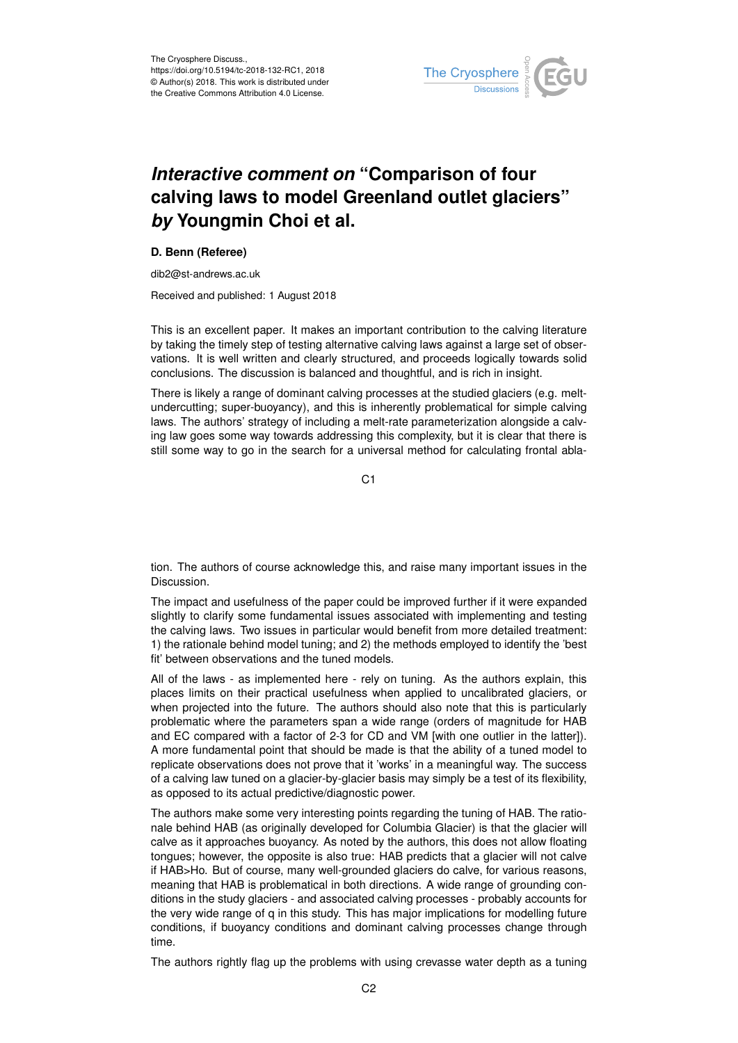The Cryosphere Discuss.,
https://doi.org/10.5194/tc-2018-132-RC1, 2018
© Author(s) 2018. This work is distributed under
the Creative Commons Attribution 4.0 License.

# *Interactive comment on* "Comparison of four calving laws to model Greenland outlet glaciers" *by* Youngmin Choi et al.

**D. Benn (Referee)**

dib2@st-andrews.ac.uk

Received and published: 1 August 2018

This is an excellent paper. It makes an important contribution to the calving literature by taking the timely step of testing alternative calving laws against a large set of observations. It is well written and clearly structured, and proceeds logically towards solid conclusions. The discussion is balanced and thoughtful, and is rich in insight.

There is likely a range of dominant calving processes at the studied glaciers (e.g. melt-undercutting; super-buoyancy), and this is inherently problematical for simple calving laws. The authors' strategy of including a melt-rate parameterization alongside a calving law goes some way towards addressing this complexity, but it is clear that there is still some way to go in the search for a universal method for calculating frontal ablation. The authors of course acknowledge this, and raise many important issues in the Discussion.

The impact and usefulness of the paper could be improved further if it were expanded slightly to clarify some fundamental issues associated with implementing and testing the calving laws. Two issues in particular would benefit from more detailed treatment: 1) the rationale behind model tuning; and 2) the methods employed to identify the 'best fit' between observations and the tuned models.

All of the laws - as implemented here - rely on tuning. As the authors explain, this places limits on their practical usefulness when applied to uncalibrated glaciers, or when projected into the future. The authors should also note that this is particularly problematic where the parameters span a wide range (orders of magnitude for HAB and EC compared with a factor of 2-3 for CD and VM [with one outlier in the latter]). A more fundamental point that should be made is that the ability of a tuned model to replicate observations does not prove that it 'works' in a meaningful way. The success of a calving law tuned on a glacier-by-glacier basis may simply be a test of its flexibility, as opposed to its actual predictive/diagnostic power.

The authors make some very interesting points regarding the tuning of HAB. The rationale behind HAB (as originally developed for Columbia Glacier) is that the glacier will calve as it approaches buoyancy. As noted by the authors, this does not allow floating tongues; however, the opposite is also true: HAB predicts that a glacier will not calve if HAB>Ho. But of course, many well-grounded glaciers do calve, for various reasons, meaning that HAB is problematical in both directions. A wide range of grounding conditions in the study glaciers - and associated calving processes - probably accounts for the very wide range of q in this study. This has major implications for modelling future conditions, if buoyancy conditions and dominant calving processes change through time.

The authors rightly flag up the problems with using crevasse water depth as a tuning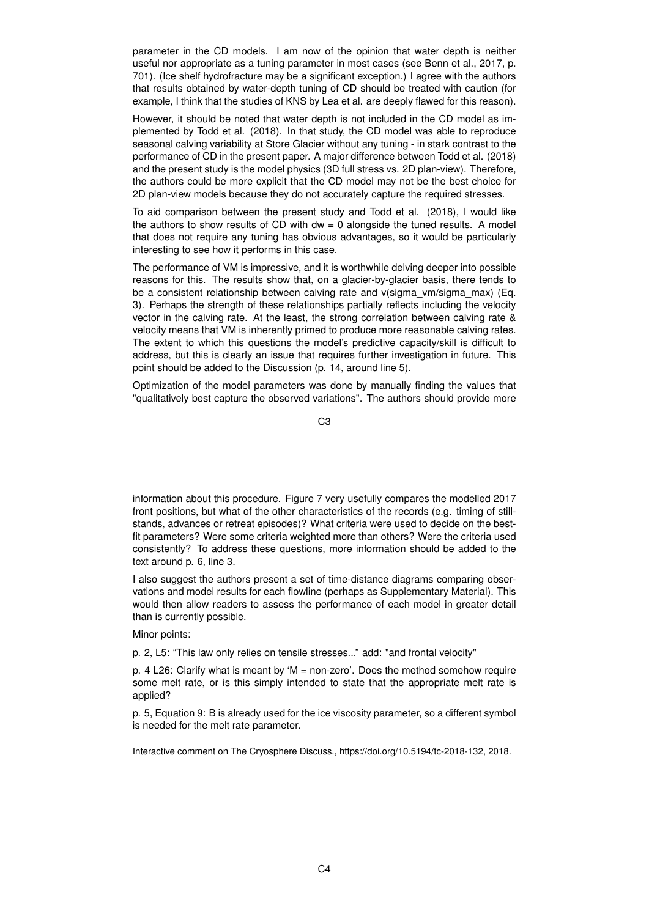parameter in the CD models. I am now of the opinion that water depth is neither useful nor appropriate as a tuning parameter in most cases (see Benn et al., 2017, p. 701). (Ice shelf hydrofracture may be a significant exception.) I agree with the authors that results obtained by water-depth tuning of CD should be treated with caution (for example, I think that the studies of KNS by Lea et al. are deeply flawed for this reason).

However, it should be noted that water depth is not included in the CD model as implemented by Todd et al. (2018). In that study, the CD model was able to reproduce seasonal calving variability at Store Glacier without any tuning - in stark contrast to the performance of CD in the present paper. A major difference between Todd et al. (2018) and the present study is the model physics (3D full stress vs. 2D plan-view). Therefore, the authors could be more explicit that the CD model may not be the best choice for 2D plan-view models because they do not accurately capture the required stresses.

To aid comparison between the present study and Todd et al. (2018), I would like the authors to show results of CD with $dw = 0$ alongside the tuned results. A model that does not require any tuning has obvious advantages, so it would be particularly interesting to see how it performs in this case.

The performance of VM is impressive, and it is worthwhile delving deeper into possible reasons for this. The results show that, on a glacier-by-glacier basis, there tends to be a consistent relationship between calving rate and $v(\sigma_{vm}/\sigma_{max})$ (Eq. 3). Perhaps the strength of these relationships partially reflects including the velocity vector in the calving rate. At the least, the strong correlation between calving rate & velocity means that VM is inherently primed to produce more reasonable calving rates. The extent to which this questions the model's predictive capacity/skill is difficult to address, but this is clearly an issue that requires further investigation in future. This point should be added to the Discussion (p. 14, around line 5).

Optimization of the model parameters was done by manually finding the values that "qualitatively best capture the observed variations". The authors should provide more information about this procedure. Figure 7 very usefully compares the modelled 2017 front positions, but what of the other characteristics of the records (e.g. timing of still-stands, advances or retreat episodes)? What criteria were used to decide on the best-fit parameters? Were some criteria weighted more than others? Were the criteria used consistently? To address these questions, more information should be added to the text around p. 6, line 3.

I also suggest the authors present a set of time-distance diagrams comparing observations and model results for each flowline (perhaps as Supplementary Material). This would then allow readers to assess the performance of each model in greater detail than is currently possible.

Minor points:

p. 2, L5: "This law only relies on tensile stresses..." add: "and frontal velocity"

p. 4 L26: Clarify what is meant by 'M = non-zero'. Does the method somehow require some melt rate, or is this simply intended to state that the appropriate melt rate is applied?

p. 5, Equation 9: B is already used for the ice viscosity parameter, so a different symbol is needed for the melt rate parameter.

---

Interactive comment on The Cryosphere Discuss., https://doi.org/10.5194/tc-2018-132, 2018.